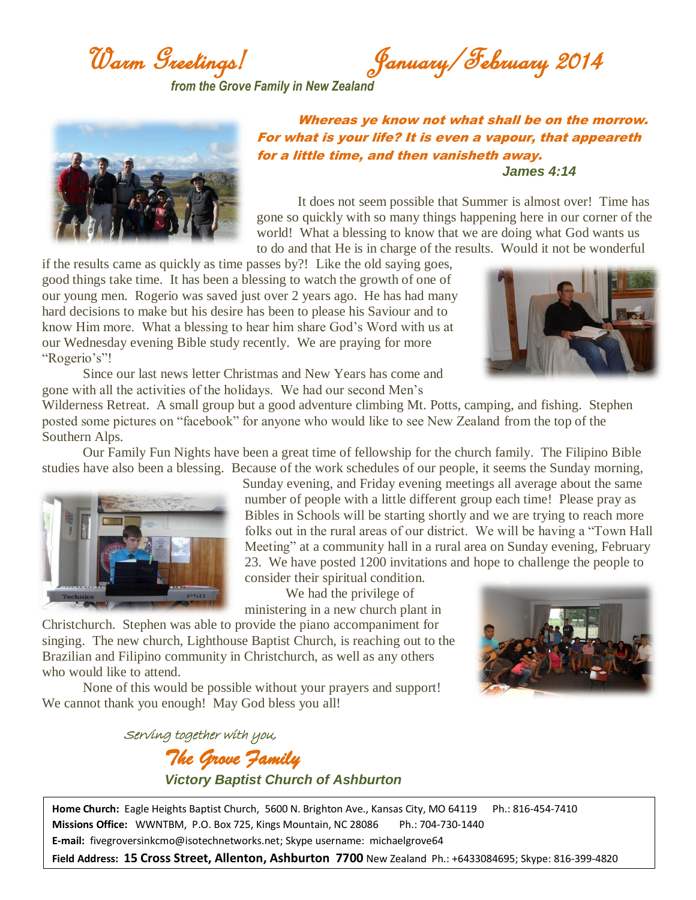# Warm Greetings! January/February 2014

***from the Grove Family in New Zealand***

***Whereas ye know not what shall be on the morrow. For what is your life? It is even a vapour, that appeareth for a little time, and then vanisheth away.***
***James 4:14***

It does not seem possible that Summer is almost over! Time has gone so quickly with so many things happening here in our corner of the world! What a blessing to know that we are doing what God wants us to do and that He is in charge of the results. Would it not be wonderful if the results came as quickly as time passes by?! Like the old saying goes, good things take time. It has been a blessing to watch the growth of one of our young men. Rogerio was saved just over 2 years ago. He has had many hard decisions to make but his desire has been to please his Saviour and to know Him more. What a blessing to hear him share God's Word with us at our Wednesday evening Bible study recently. We are praying for more "Rogerio's"!

Since our last news letter Christmas and New Years has come and gone with all the activities of the holidays. We had our second Men's Wilderness Retreat. A small group but a good adventure climbing Mt. Potts, camping, and fishing. Stephen posted some pictures on "facebook" for anyone who would like to see New Zealand from the top of the Southern Alps.

Our Family Fun Nights have been a great time of fellowship for the church family. The Filipino Bible studies have also been a blessing. Because of the work schedules of our people, it seems the Sunday morning, Sunday evening, and Friday evening meetings all average about the same number of people with a little different group each time! Please pray as Bibles in Schools will be starting shortly and we are trying to reach more folks out in the rural areas of our district. We will be having a "Town Hall Meeting" at a community hall in a rural area on Sunday evening, February 23. We have posted 1200 invitations and hope to challenge the people to consider their spiritual condition.

We had the privilege of ministering in a new church plant in Christchurch. Stephen was able to provide the piano accompaniment for singing. The new church, Lighthouse Baptist Church, is reaching out to the Brazilian and Filipino community in Christchurch, as well as any others who would like to attend.

None of this would be possible without your prayers and support! We cannot thank you enough! May God bless you all!

*Serving together with you,*

***The Grove Family***

***Victory Baptist Church of Ashburton***

**Home Church:** Eagle Heights Baptist Church, 5600 N. Brighton Ave., Kansas City, MO 64119 Ph.: 816-454-7410
**Missions Office:** WWNTBM, P.O. Box 725, Kings Mountain, NC 28086 Ph.: 704-730-1440
**E-mail:** fivegroversinkcmo@isotechnetworks.net; Skype username: michaelgrove64
**Field Address: 15 Cross Street, Allenton, Ashburton 7700** New Zealand Ph.: +6433084695; Skype: 816-399-4820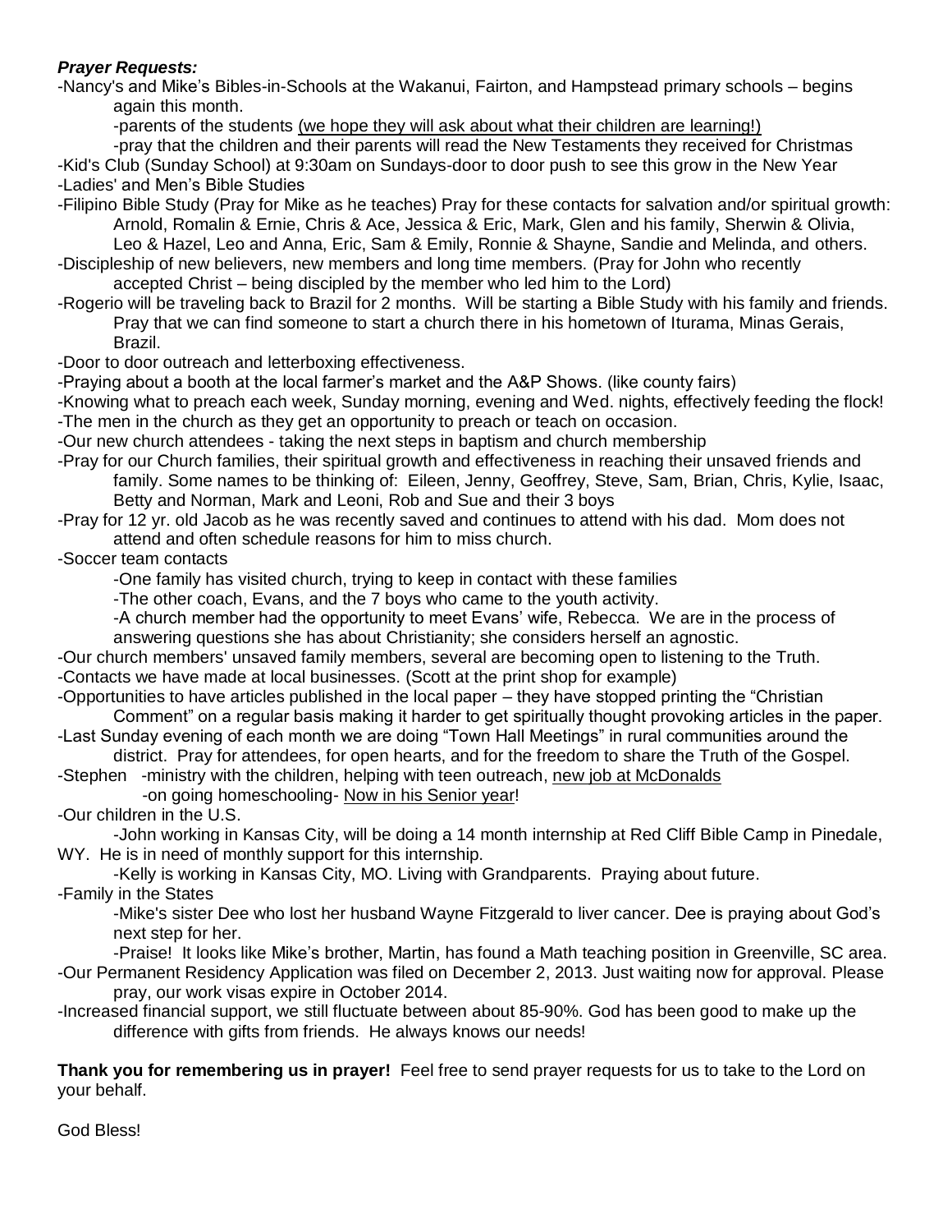***Prayer Requests:***

-Nancy's and Mike's Bibles-in-Schools at the Wakanui, Fairton, and Hampstead primary schools – begins again this month.

-parents of the students <u>(we hope they will ask about what their children are learning!)</u>

-pray that the children and their parents will read the New Testaments they received for Christmas

-Kid's Club (Sunday School) at 9:30am on Sundays-door to door push to see this grow in the New Year

-Ladies' and Men's Bible Studies

-Filipino Bible Study (Pray for Mike as he teaches) Pray for these contacts for salvation and/or spiritual growth: Arnold, Romalin & Ernie, Chris & Ace, Jessica & Eric, Mark, Glen and his family, Sherwin & Olivia, Leo & Hazel, Leo and Anna, Eric, Sam & Emily, Ronnie & Shayne, Sandie and Melinda, and others.

-Discipleship of new believers, new members and long time members. (Pray for John who recently accepted Christ – being discipled by the member who led him to the Lord)

-Rogerio will be traveling back to Brazil for 2 months. Will be starting a Bible Study with his family and friends. Pray that we can find someone to start a church there in his hometown of Iturama, Minas Gerais, Brazil.

-Door to door outreach and letterboxing effectiveness.

-Praying about a booth at the local farmer's market and the A&P Shows. (like county fairs)

-Knowing what to preach each week, Sunday morning, evening and Wed. nights, effectively feeding the flock!

-The men in the church as they get an opportunity to preach or teach on occasion.

-Our new church attendees - taking the next steps in baptism and church membership

-Pray for our Church families, their spiritual growth and effectiveness in reaching their unsaved friends and family. Some names to be thinking of: Eileen, Jenny, Geoffrey, Steve, Sam, Brian, Chris, Kylie, Isaac, Betty and Norman, Mark and Leoni, Rob and Sue and their 3 boys

-Pray for 12 yr. old Jacob as he was recently saved and continues to attend with his dad. Mom does not attend and often schedule reasons for him to miss church.

-Soccer team contacts

-One family has visited church, trying to keep in contact with these families

-The other coach, Evans, and the 7 boys who came to the youth activity.

-A church member had the opportunity to meet Evans' wife, Rebecca. We are in the process of answering questions she has about Christianity; she considers herself an agnostic.

-Our church members' unsaved family members, several are becoming open to listening to the Truth.

-Contacts we have made at local businesses. (Scott at the print shop for example)

-Opportunities to have articles published in the local paper – they have stopped printing the "Christian Comment" on a regular basis making it harder to get spiritually thought provoking articles in the paper.

-Last Sunday evening of each month we are doing "Town Hall Meetings" in rural communities around the district. Pray for attendees, for open hearts, and for the freedom to share the Truth of the Gospel.

-Stephen -ministry with the children, helping with teen outreach, <u>new job at McDonalds</u>

-on going homeschooling- <u>Now in his Senior year</u>!

-Our children in the U.S.

-John working in Kansas City, will be doing a 14 month internship at Red Cliff Bible Camp in Pinedale, WY. He is in need of monthly support for this internship.

-Kelly is working in Kansas City, MO. Living with Grandparents. Praying about future.

-Family in the States

-Mike's sister Dee who lost her husband Wayne Fitzgerald to liver cancer. Dee is praying about God's next step for her.

-Praise! It looks like Mike's brother, Martin, has found a Math teaching position in Greenville, SC area.

-Our Permanent Residency Application was filed on December 2, 2013. Just waiting now for approval. Please pray, our work visas expire in October 2014.

-Increased financial support, we still fluctuate between about 85-90%. God has been good to make up the difference with gifts from friends. He always knows our needs!

**Thank you for remembering us in prayer!** Feel free to send prayer requests for us to take to the Lord on your behalf.

God Bless!